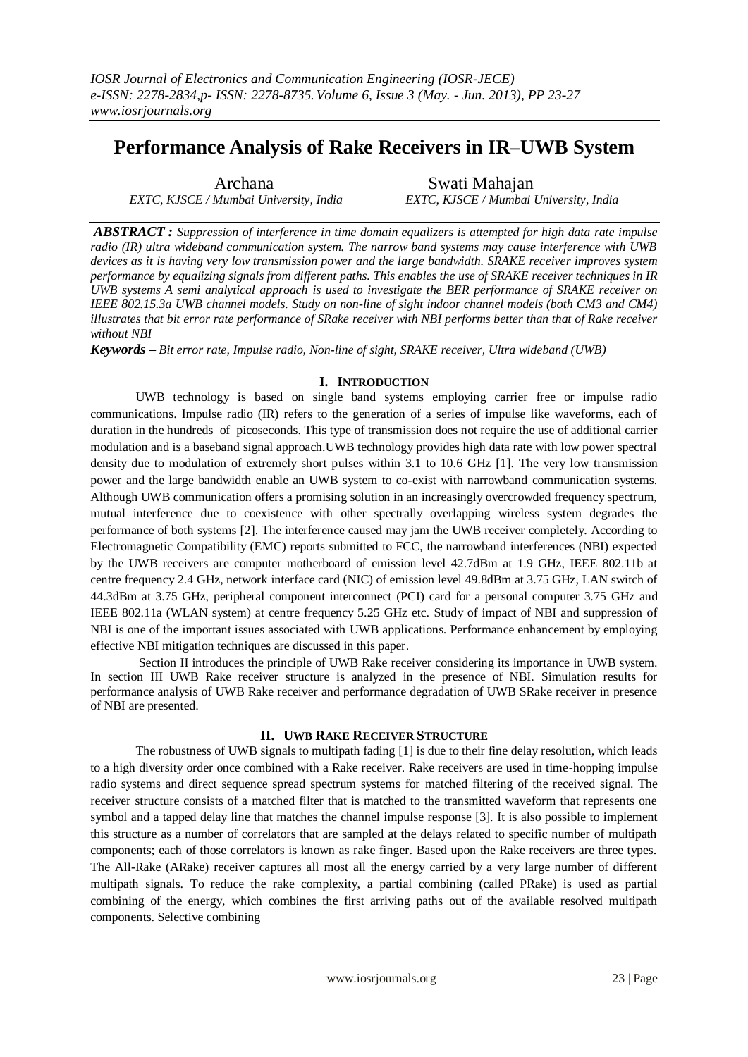# Performance Analysis of Rake Receivers in IR–UWB System

Archana
*EXTC, KJSCE / Mumbai University, India*

Swati Mahajan
*EXTC, KJSCE / Mumbai University, India*

***ABSTRACT :*** *Suppression of interference in time domain equalizers is attempted for high data rate impulse radio (IR) ultra wideband communication system. The narrow band systems may cause interference with UWB devices as it is having very low transmission power and the large bandwidth. SRAKE receiver improves system performance by equalizing signals from different paths. This enables the use of SRAKE receiver techniques in IR UWB systems A semi analytical approach is used to investigate the BER performance of SRAKE receiver on IEEE 802.15.3a UWB channel models. Study on non-line of sight indoor channel models (both CM3 and CM4) illustrates that bit error rate performance of SRake receiver with NBI performs better than that of Rake receiver without NBI*

***Keywords –*** *Bit error rate, Impulse radio, Non-line of sight, SRAKE receiver, Ultra wideband (UWB)*

## I. Introduction

UWB technology is based on single band systems employing carrier free or impulse radio communications. Impulse radio (IR) refers to the generation of a series of impulse like waveforms, each of duration in the hundreds of picoseconds. This type of transmission does not require the use of additional carrier modulation and is a baseband signal approach.UWB technology provides high data rate with low power spectral density due to modulation of extremely short pulses within 3.1 to 10.6 GHz [1]. The very low transmission power and the large bandwidth enable an UWB system to co-exist with narrowband communication systems. Although UWB communication offers a promising solution in an increasingly overcrowded frequency spectrum, mutual interference due to coexistence with other spectrally overlapping wireless system degrades the performance of both systems [2]. The interference caused may jam the UWB receiver completely. According to Electromagnetic Compatibility (EMC) reports submitted to FCC, the narrowband interferences (NBI) expected by the UWB receivers are computer motherboard of emission level 42.7dBm at 1.9 GHz, IEEE 802.11b at centre frequency 2.4 GHz, network interface card (NIC) of emission level 49.8dBm at 3.75 GHz, LAN switch of 44.3dBm at 3.75 GHz, peripheral component interconnect (PCI) card for a personal computer 3.75 GHz and IEEE 802.11a (WLAN system) at centre frequency 5.25 GHz etc. Study of impact of NBI and suppression of NBI is one of the important issues associated with UWB applications. Performance enhancement by employing effective NBI mitigation techniques are discussed in this paper.

Section II introduces the principle of UWB Rake receiver considering its importance in UWB system. In section III UWB Rake receiver structure is analyzed in the presence of NBI. Simulation results for performance analysis of UWB Rake receiver and performance degradation of UWB SRake receiver in presence of NBI are presented.

## II. UWB Rake Receiver Structure

The robustness of UWB signals to multipath fading [1] is due to their fine delay resolution, which leads to a high diversity order once combined with a Rake receiver. Rake receivers are used in time-hopping impulse radio systems and direct sequence spread spectrum systems for matched filtering of the received signal. The receiver structure consists of a matched filter that is matched to the transmitted waveform that represents one symbol and a tapped delay line that matches the channel impulse response [3]. It is also possible to implement this structure as a number of correlators that are sampled at the delays related to specific number of multipath components; each of those correlators is known as rake finger. Based upon the Rake receivers are three types. The All-Rake (ARake) receiver captures all most all the energy carried by a very large number of different multipath signals. To reduce the rake complexity, a partial combining (called PRake) is used as partial combining of the energy, which combines the first arriving paths out of the available resolved multipath components. Selective combining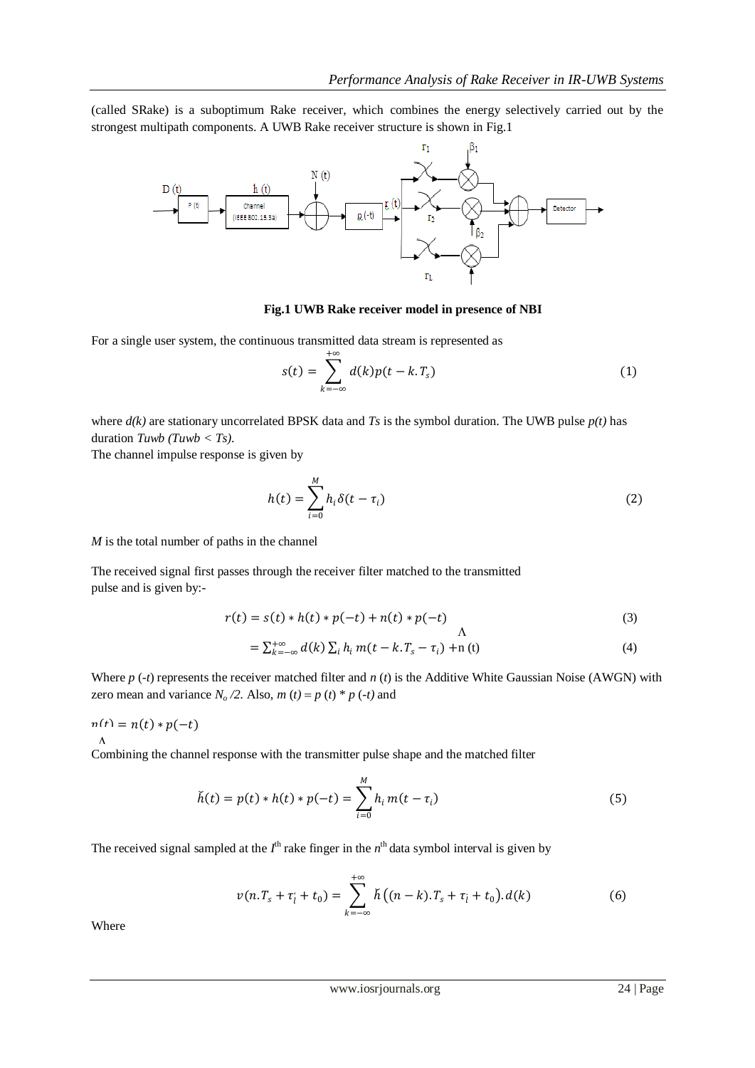(called SRake) is a suboptimum Rake receiver, which combines the energy selectively carried out by the strongest multipath components. A UWB Rake receiver structure is shown in Fig.1

**Fig.1 UWB Rake receiver model in presence of NBI**

For a single user system, the continuous transmitted data stream is represented as

$$s(t) = \sum_{k=-\infty}^{+\infty} d(k) p(t - k.T_s) \tag{1}$$

where $d(k)$ are stationary uncorrelated BPSK data and $Ts$ is the symbol duration. The UWB pulse $p(t)$ has duration $Tuwb$ ($Tuwb < Ts$).

The channel impulse response is given by

$$h(t) = \sum_{i=0}^{M} h_i \delta(t - \tau_i) \tag{2}$$

$M$ is the total number of paths in the channel

The received signal first passes through the receiver filter matched to the transmitted pulse and is given by:-

$$r(t) = s(t) * h(t) * p(-t) + n(t) * p(-t) \tag{3}$$

$$= \sum_{k=-\infty}^{+\infty} d(k) \sum_i h_i \, m(t - k.T_s - \tau_i) + \hat{n}(t) \tag{4}$$

Where $p(-t)$ represents the receiver matched filter and $n(t)$ is the Additive White Gaussian Noise (AWGN) with zero mean and variance $N_o/2$. Also, $m(t) = p(t) * p(-t)$ and

$$\hat{n}(t) = n(t) * p(-t)$$

Combining the channel response with the transmitter pulse shape and the matched filter

$$\check{h}(t) = p(t) * h(t) * p(-t) = \sum_{i=0}^{M} h_i \, m(t - \tau_i) \tag{5}$$

The received signal sampled at the $l^{th}$ rake finger in the $n^{th}$ data symbol interval is given by

$$v(n.T_s + \tau_l' + t_0) = \sum_{k=-\infty}^{+\infty} \check{h}\left((n-k).T_s + \tau_l + t_0\right).d(k) \tag{6}$$

Where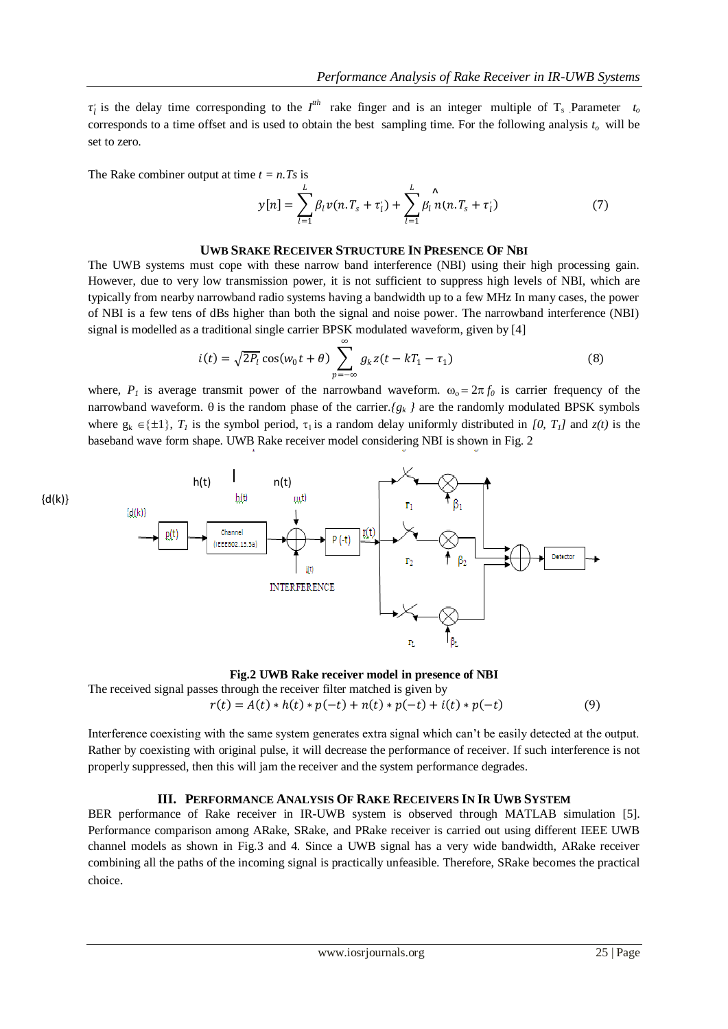$\tau_l'$ is the delay time corresponding to the $l^{th}$ rake finger and is an integer multiple of $T_s$ .Parameter $t_o$ corresponds to a time offset and is used to obtain the best sampling time. For the following analysis $t_o$ will be set to zero.

The Rake combiner output at time $t = n.Ts$ is

$$y[n] = \sum_{l=1}^{L} \beta_l v(n.T_s + \tau_l') + \sum_{l=1}^{L} \beta_l \hat{n}(n.T_s + \tau_l') \tag{7}$$

### UWB SRAKE RECEIVER STRUCTURE IN PRESENCE OF NBI

The UWB systems must cope with these narrow band interference (NBI) using their high processing gain. However, due to very low transmission power, it is not sufficient to suppress high levels of NBI, which are typically from nearby narrowband radio systems having a bandwidth up to a few MHz In many cases, the power of NBI is a few tens of dBs higher than both the signal and noise power. The narrowband interference (NBI) signal is modelled as a traditional single carrier BPSK modulated waveform, given by [4]

$$i(t) = \sqrt{2P_l}\cos(w_0 t + \theta) \sum_{p=-\infty}^{\infty} g_k z(t - kT_1 - \tau_1) \tag{8}$$

where, $P_1$ is average transmit power of the narrowband waveform. $\omega_o = 2\pi f_0$ is carrier frequency of the narrowband waveform. θ is the random phase of the carrier.$\{g_k\}$ are the randomly modulated BPSK symbols where $g_k \in \{\pm 1\}$, $T_1$ is the symbol period, $\tau_1$ is a random delay uniformly distributed in $[0, T_1]$ and $z(t)$ is the baseband wave form shape. UWB Rake receiver model considering NBI is shown in Fig. 2

**Fig.2 UWB Rake receiver model in presence of NBI**

The received signal passes through the receiver filter matched is given by

$$r(t) = A(t) * h(t) * p(-t) + n(t) * p(-t) + i(t) * p(-t) \tag{9}$$

Interference coexisting with the same system generates extra signal which can't be easily detected at the output. Rather by coexisting with original pulse, it will decrease the performance of receiver. If such interference is not properly suppressed, then this will jam the receiver and the system performance degrades.

## III. PERFORMANCE ANALYSIS OF RAKE RECEIVERS IN IR UWB SYSTEM

BER performance of Rake receiver in IR-UWB system is observed through MATLAB simulation [5]. Performance comparison among ARake, SRake, and PRake receiver is carried out using different IEEE UWB channel models as shown in Fig.3 and 4. Since a UWB signal has a very wide bandwidth, ARake receiver combining all the paths of the incoming signal is practically unfeasible. Therefore, SRake becomes the practical choice.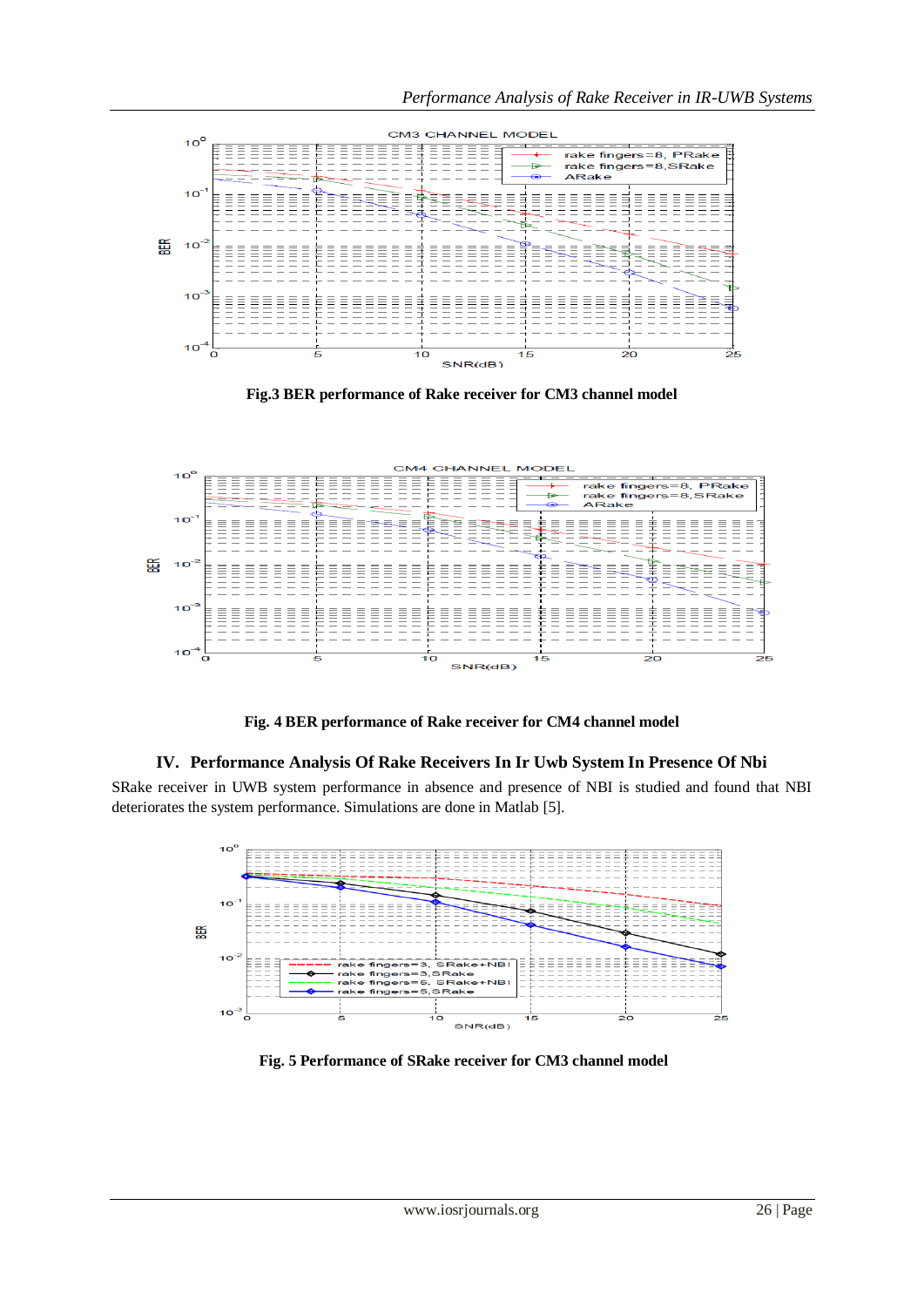Fig.3 BER performance of Rake receiver for CM3 channel model

Fig. 4 BER performance of Rake receiver for CM4 channel model

## IV. Performance Analysis Of Rake Receivers In Ir Uwb System In Presence Of Nbi

SRake receiver in UWB system performance in absence and presence of NBI is studied and found that NBI deteriorates the system performance. Simulations are done in Matlab [5].

Fig. 5 Performance of SRake receiver for CM3 channel model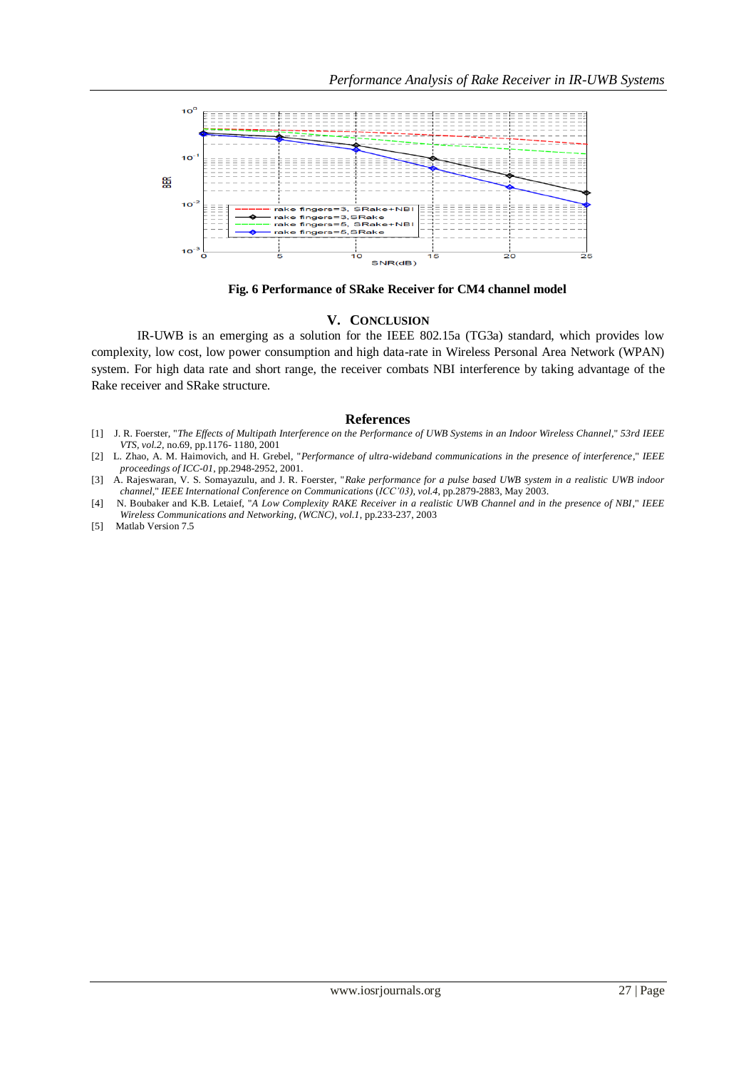10^0

10^-1

10^-2

10^-3

BER

0 5 10 15 20 25

SNR(dB)

rake fingers=3, SRake+NBI

rake fingers=3,SRake

rake fingers=5, SRake+NBI

rake fingers=5,SRake

**Fig. 6 Performance of SRake Receiver for CM4 channel model**

## V. CONCLUSION

IR-UWB is an emerging as a solution for the IEEE 802.15a (TG3a) standard, which provides low complexity, low cost, low power consumption and high data-rate in Wireless Personal Area Network (WPAN) system. For high data rate and short range, the receiver combats NBI interference by taking advantage of the Rake receiver and SRake structure.

## References

[1] J. R. Foerster, "*The Effects of Multipath Interference on the Performance of UWB Systems in an Indoor Wireless Channel*," *53rd IEEE VTS, vol.2*, no.69, pp.1176- 1180, 2001

[2] L. Zhao, A. M. Haimovich, and H. Grebel, "*Performance of ultra-wideband communications in the presence of interference*," *IEEE proceedings of ICC-01*, pp.2948-2952, 2001.

[3] A. Rajeswaran, V. S. Somayazulu, and J. R. Foerster, "*Rake performance for a pulse based UWB system in a realistic UWB indoor channel*," *IEEE International Conference on Communications (ICC'03), vol.4*, pp.2879-2883, May 2003.

[4] N. Boubaker and K.B. Letaief, "*A Low Complexity RAKE Receiver in a realistic UWB Channel and in the presence of NBI*," *IEEE Wireless Communications and Networking, (WCNC), vol.1*, pp.233-237, 2003

[5] Matlab Version 7.5